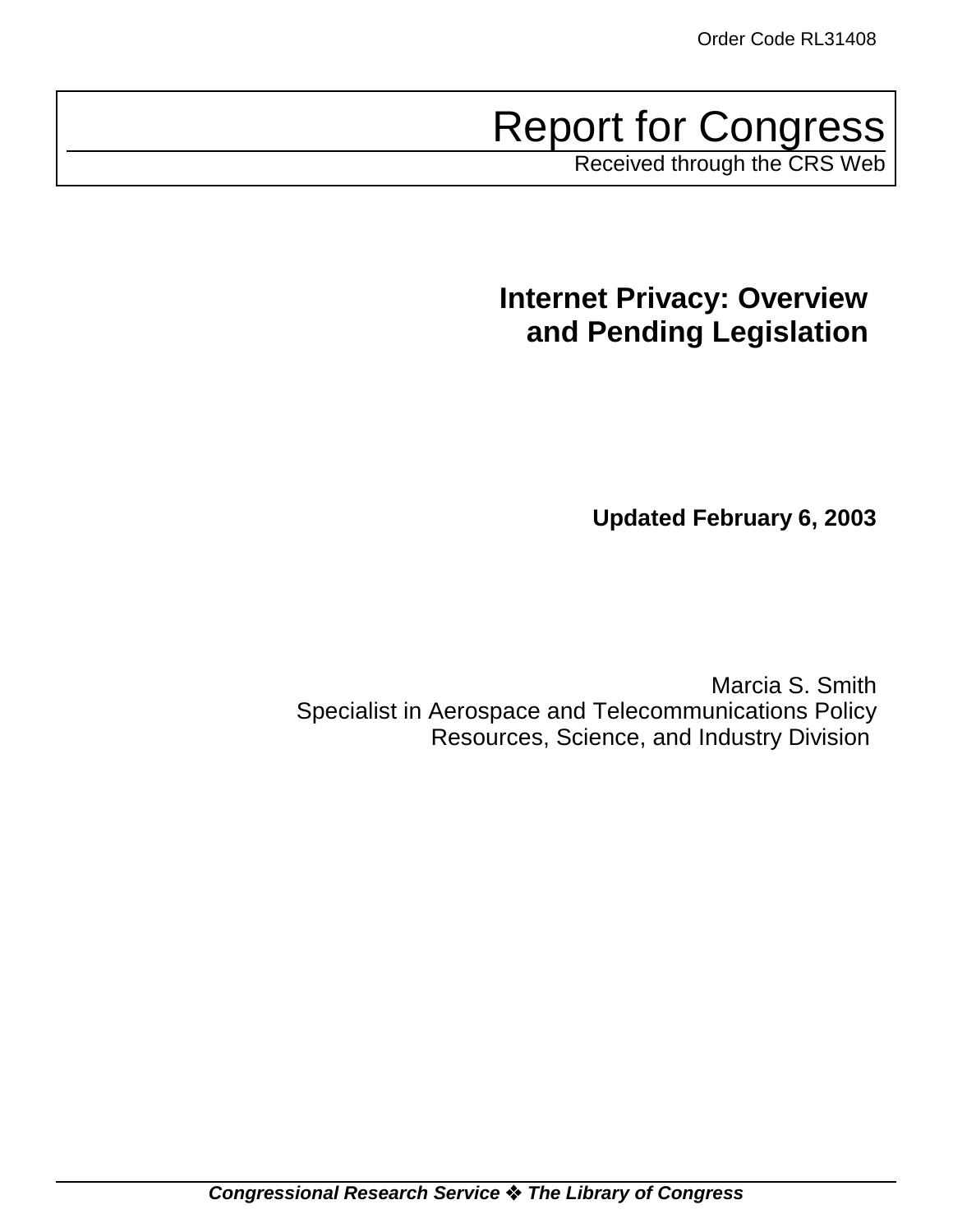Order Code RL31408

# Report for Congress

Received through the CRS Web

## Internet Privacy: Overview and Pending Legislation

**Updated February 6, 2003**

Marcia S. Smith
Specialist in Aerospace and Telecommunications Policy
Resources, Science, and Industry Division

***Congressional Research Service ❖ The Library of Congress***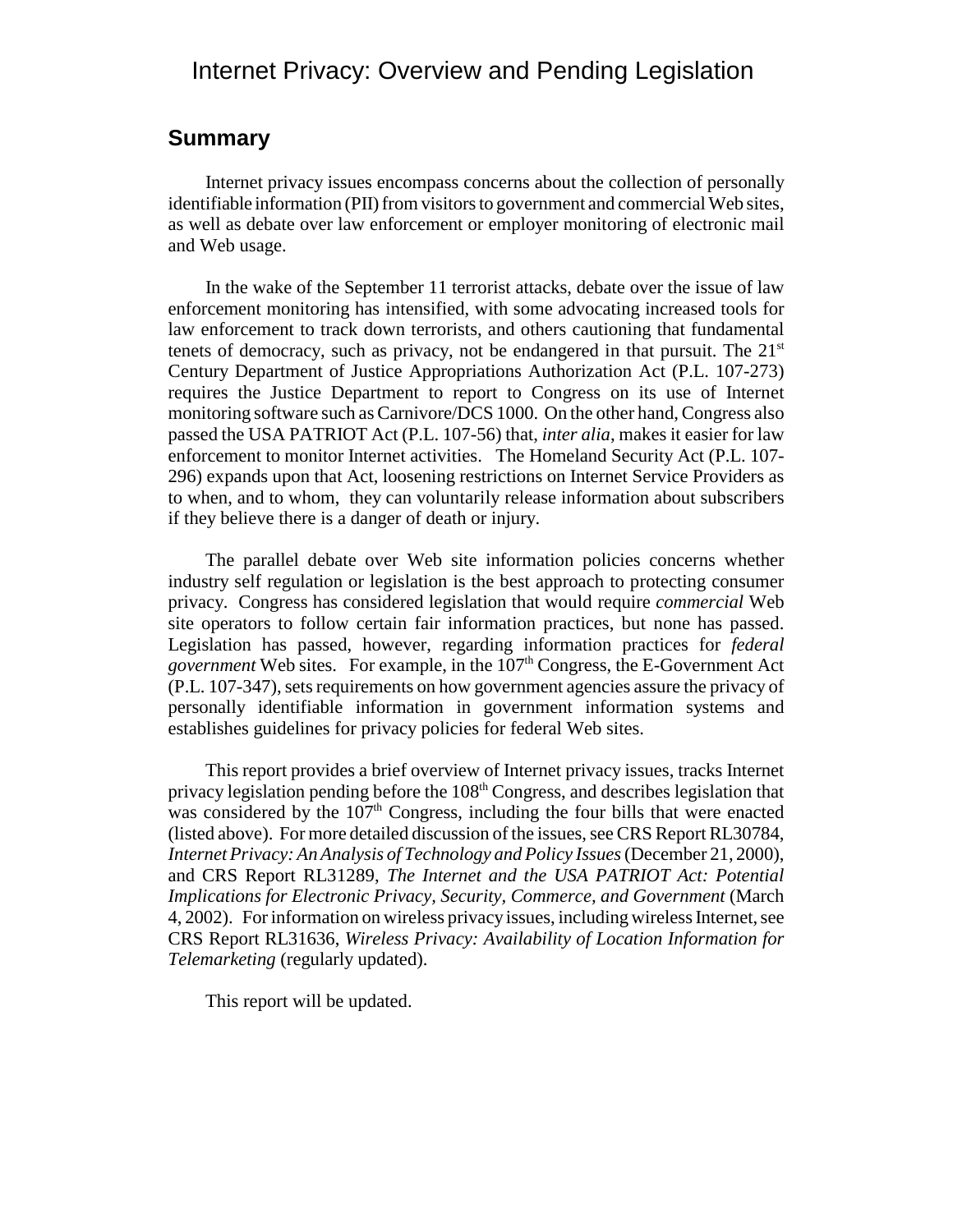# Internet Privacy: Overview and Pending Legislation

## Summary

Internet privacy issues encompass concerns about the collection of personally identifiable information (PII) from visitors to government and commercial Web sites, as well as debate over law enforcement or employer monitoring of electronic mail and Web usage.

In the wake of the September 11 terrorist attacks, debate over the issue of law enforcement monitoring has intensified, with some advocating increased tools for law enforcement to track down terrorists, and others cautioning that fundamental tenets of democracy, such as privacy, not be endangered in that pursuit. The 21st Century Department of Justice Appropriations Authorization Act (P.L. 107-273) requires the Justice Department to report to Congress on its use of Internet monitoring software such as Carnivore/DCS 1000. On the other hand, Congress also passed the USA PATRIOT Act (P.L. 107-56) that, *inter alia*, makes it easier for law enforcement to monitor Internet activities. The Homeland Security Act (P.L. 107-296) expands upon that Act, loosening restrictions on Internet Service Providers as to when, and to whom, they can voluntarily release information about subscribers if they believe there is a danger of death or injury.

The parallel debate over Web site information policies concerns whether industry self regulation or legislation is the best approach to protecting consumer privacy. Congress has considered legislation that would require *commercial* Web site operators to follow certain fair information practices, but none has passed. Legislation has passed, however, regarding information practices for *federal government* Web sites. For example, in the 107th Congress, the E-Government Act (P.L. 107-347), sets requirements on how government agencies assure the privacy of personally identifiable information in government information systems and establishes guidelines for privacy policies for federal Web sites.

This report provides a brief overview of Internet privacy issues, tracks Internet privacy legislation pending before the 108th Congress, and describes legislation that was considered by the 107th Congress, including the four bills that were enacted (listed above). For more detailed discussion of the issues, see CRS Report RL30784, *Internet Privacy: An Analysis of Technology and Policy Issues* (December 21, 2000), and CRS Report RL31289, *The Internet and the USA PATRIOT Act: Potential Implications for Electronic Privacy, Security, Commerce, and Government* (March 4, 2002). For information on wireless privacy issues, including wireless Internet, see CRS Report RL31636, *Wireless Privacy: Availability of Location Information for Telemarketing* (regularly updated).

This report will be updated.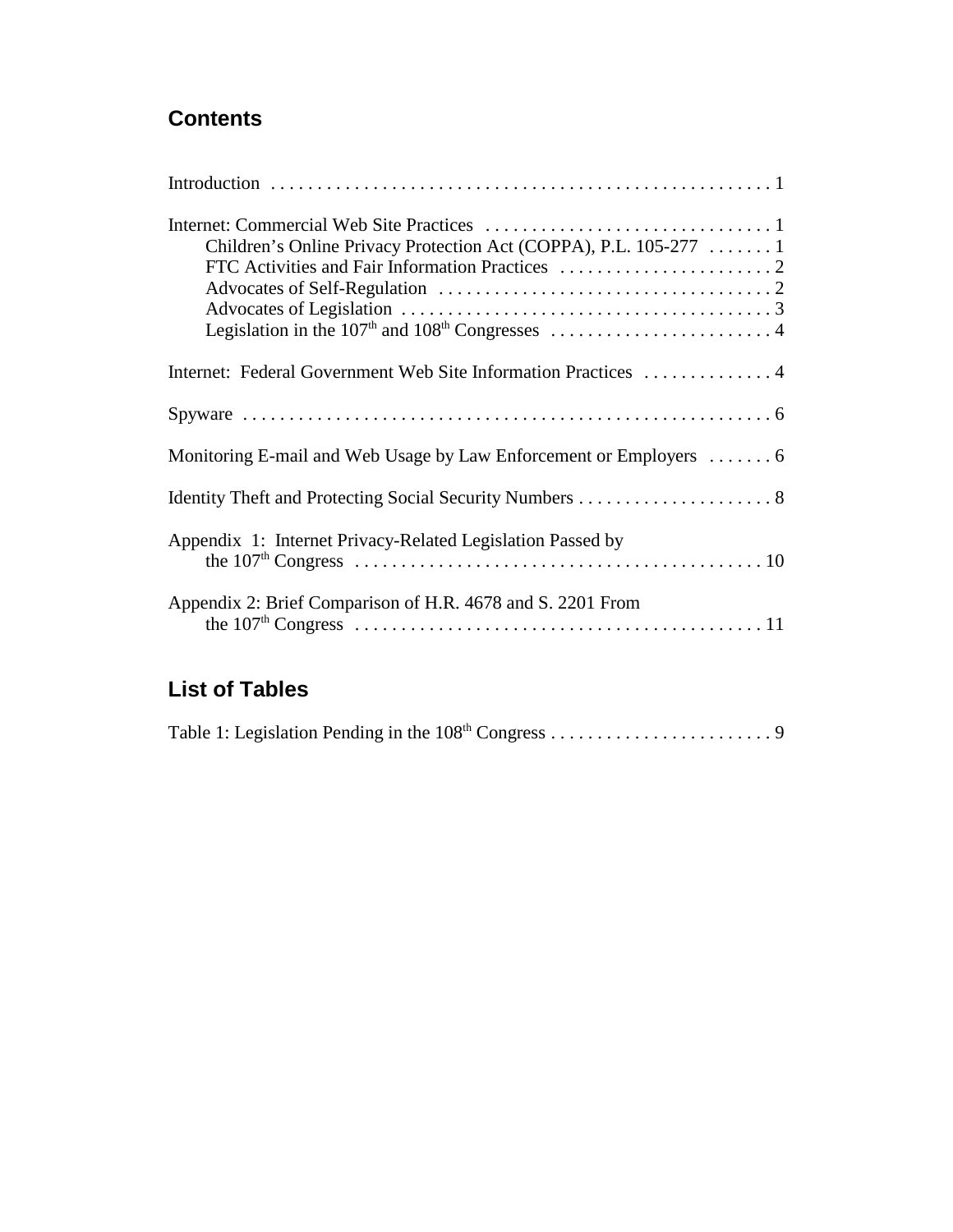## Contents

Introduction . . . . . . . . . . . . . . . . . . . . . . . . . . . . . . . . . . . . . . . . . . . . . . . . . . . . 1

Internet: Commercial Web Site Practices . . . . . . . . . . . . . . . . . . . . . . . . . . . . . . . 1
- Children's Online Privacy Protection Act (COPPA), P.L. 105-277 . . . . . . . 1
- FTC Activities and Fair Information Practices . . . . . . . . . . . . . . . . . . . . . . . 2
- Advocates of Self-Regulation . . . . . . . . . . . . . . . . . . . . . . . . . . . . . . . . . . . . 2
- Advocates of Legislation . . . . . . . . . . . . . . . . . . . . . . . . . . . . . . . . . . . . . . . . 3
- Legislation in the 107th and 108th Congresses . . . . . . . . . . . . . . . . . . . . . . . . . 4

Internet: Federal Government Web Site Information Practices . . . . . . . . . . . . . . 4

Spyware . . . . . . . . . . . . . . . . . . . . . . . . . . . . . . . . . . . . . . . . . . . . . . . . . . . . . . . . . 6

Monitoring E-mail and Web Usage by Law Enforcement or Employers . . . . . . . 6

Identity Theft and Protecting Social Security Numbers . . . . . . . . . . . . . . . . . . . . . 8

Appendix 1: Internet Privacy-Related Legislation Passed by the 107th Congress . . . . . . . . . . . . . . . . . . . . . . . . . . . . . . . . . . . . . . . . . . . . 10

Appendix 2: Brief Comparison of H.R. 4678 and S. 2201 From the 107th Congress . . . . . . . . . . . . . . . . . . . . . . . . . . . . . . . . . . . . . . . . . . . . 11

## List of Tables

Table 1: Legislation Pending in the 108th Congress . . . . . . . . . . . . . . . . . . . . . . . . 9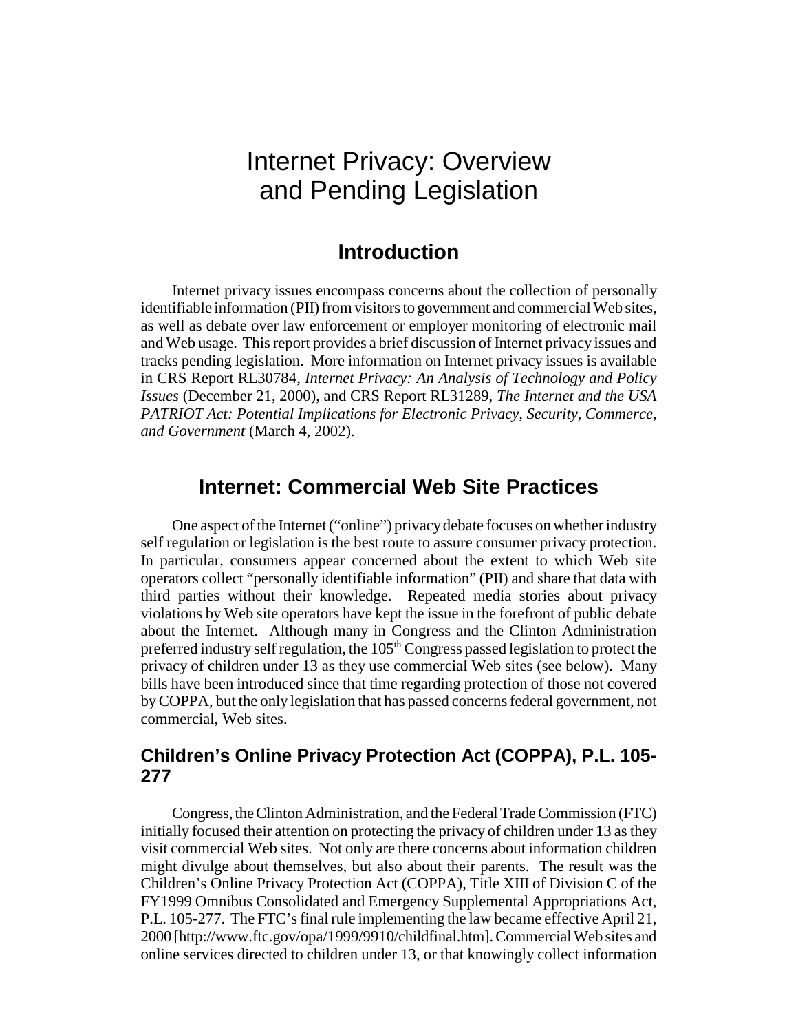# Internet Privacy: Overview and Pending Legislation

## Introduction

Internet privacy issues encompass concerns about the collection of personally identifiable information (PII) from visitors to government and commercial Web sites, as well as debate over law enforcement or employer monitoring of electronic mail and Web usage. This report provides a brief discussion of Internet privacy issues and tracks pending legislation. More information on Internet privacy issues is available in CRS Report RL30784, *Internet Privacy: An Analysis of Technology and Policy Issues* (December 21, 2000), and CRS Report RL31289, *The Internet and the USA PATRIOT Act: Potential Implications for Electronic Privacy, Security, Commerce, and Government* (March 4, 2002).

## Internet: Commercial Web Site Practices

One aspect of the Internet ("online") privacy debate focuses on whether industry self regulation or legislation is the best route to assure consumer privacy protection. In particular, consumers appear concerned about the extent to which Web site operators collect "personally identifiable information" (PII) and share that data with third parties without their knowledge. Repeated media stories about privacy violations by Web site operators have kept the issue in the forefront of public debate about the Internet. Although many in Congress and the Clinton Administration preferred industry self regulation, the 105th Congress passed legislation to protect the privacy of children under 13 as they use commercial Web sites (see below). Many bills have been introduced since that time regarding protection of those not covered by COPPA, but the only legislation that has passed concerns federal government, not commercial, Web sites.

### Children's Online Privacy Protection Act (COPPA), P.L. 105-277

Congress, the Clinton Administration, and the Federal Trade Commission (FTC) initially focused their attention on protecting the privacy of children under 13 as they visit commercial Web sites. Not only are there concerns about information children might divulge about themselves, but also about their parents. The result was the Children's Online Privacy Protection Act (COPPA), Title XIII of Division C of the FY1999 Omnibus Consolidated and Emergency Supplemental Appropriations Act, P.L. 105-277. The FTC's final rule implementing the law became effective April 21, 2000 [http://www.ftc.gov/opa/1999/9910/childfinal.htm]. Commercial Web sites and online services directed to children under 13, or that knowingly collect information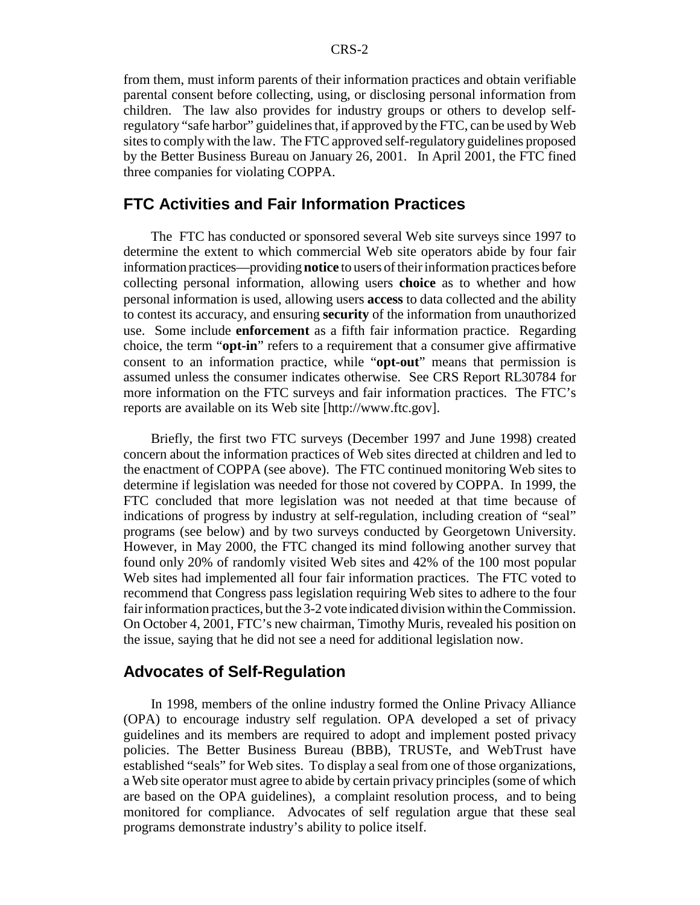from them, must inform parents of their information practices and obtain verifiable parental consent before collecting, using, or disclosing personal information from children. The law also provides for industry groups or others to develop self-regulatory "safe harbor" guidelines that, if approved by the FTC, can be used by Web sites to comply with the law. The FTC approved self-regulatory guidelines proposed by the Better Business Bureau on January 26, 2001. In April 2001, the FTC fined three companies for violating COPPA.

## FTC Activities and Fair Information Practices

The FTC has conducted or sponsored several Web site surveys since 1997 to determine the extent to which commercial Web site operators abide by four fair information practices—providing **notice** to users of their information practices before collecting personal information, allowing users **choice** as to whether and how personal information is used, allowing users **access** to data collected and the ability to contest its accuracy, and ensuring **security** of the information from unauthorized use. Some include **enforcement** as a fifth fair information practice. Regarding choice, the term "**opt-in**" refers to a requirement that a consumer give affirmative consent to an information practice, while "**opt-out**" means that permission is assumed unless the consumer indicates otherwise. See CRS Report RL30784 for more information on the FTC surveys and fair information practices. The FTC's reports are available on its Web site [http://www.ftc.gov].

Briefly, the first two FTC surveys (December 1997 and June 1998) created concern about the information practices of Web sites directed at children and led to the enactment of COPPA (see above). The FTC continued monitoring Web sites to determine if legislation was needed for those not covered by COPPA. In 1999, the FTC concluded that more legislation was not needed at that time because of indications of progress by industry at self-regulation, including creation of "seal" programs (see below) and by two surveys conducted by Georgetown University. However, in May 2000, the FTC changed its mind following another survey that found only 20% of randomly visited Web sites and 42% of the 100 most popular Web sites had implemented all four fair information practices. The FTC voted to recommend that Congress pass legislation requiring Web sites to adhere to the four fair information practices, but the 3-2 vote indicated division within the Commission. On October 4, 2001, FTC's new chairman, Timothy Muris, revealed his position on the issue, saying that he did not see a need for additional legislation now.

## Advocates of Self-Regulation

In 1998, members of the online industry formed the Online Privacy Alliance (OPA) to encourage industry self regulation. OPA developed a set of privacy guidelines and its members are required to adopt and implement posted privacy policies. The Better Business Bureau (BBB), TRUSTe, and WebTrust have established "seals" for Web sites. To display a seal from one of those organizations, a Web site operator must agree to abide by certain privacy principles (some of which are based on the OPA guidelines), a complaint resolution process, and to being monitored for compliance. Advocates of self regulation argue that these seal programs demonstrate industry's ability to police itself.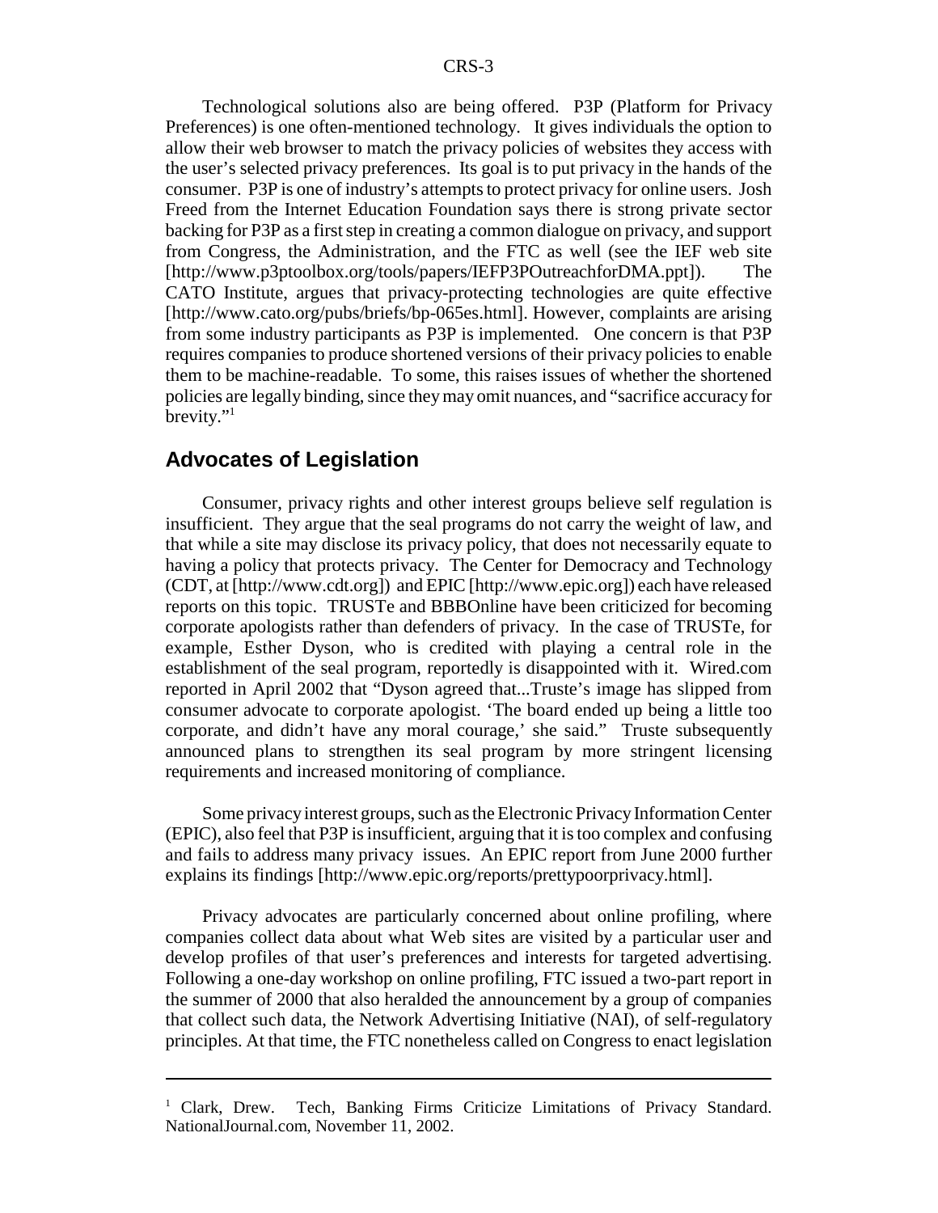Technological solutions also are being offered. P3P (Platform for Privacy Preferences) is one often-mentioned technology. It gives individuals the option to allow their web browser to match the privacy policies of websites they access with the user's selected privacy preferences. Its goal is to put privacy in the hands of the consumer. P3P is one of industry's attempts to protect privacy for online users. Josh Freed from the Internet Education Foundation says there is strong private sector backing for P3P as a first step in creating a common dialogue on privacy, and support from Congress, the Administration, and the FTC as well (see the IEF web site [http://www.p3ptoolbox.org/tools/papers/IEFP3POutreachforDMA.ppt]). The CATO Institute, argues that privacy-protecting technologies are quite effective [http://www.cato.org/pubs/briefs/bp-065es.html]. However, complaints are arising from some industry participants as P3P is implemented. One concern is that P3P requires companies to produce shortened versions of their privacy policies to enable them to be machine-readable. To some, this raises issues of whether the shortened policies are legally binding, since they may omit nuances, and "sacrifice accuracy for brevity."[1]

## Advocates of Legislation

Consumer, privacy rights and other interest groups believe self regulation is insufficient. They argue that the seal programs do not carry the weight of law, and that while a site may disclose its privacy policy, that does not necessarily equate to having a policy that protects privacy. The Center for Democracy and Technology (CDT, at [http://www.cdt.org]) and EPIC [http://www.epic.org]) each have released reports on this topic. TRUSTe and BBBOnline have been criticized for becoming corporate apologists rather than defenders of privacy. In the case of TRUSTe, for example, Esther Dyson, who is credited with playing a central role in the establishment of the seal program, reportedly is disappointed with it. Wired.com reported in April 2002 that "Dyson agreed that...Truste's image has slipped from consumer advocate to corporate apologist. 'The board ended up being a little too corporate, and didn't have any moral courage,' she said." Truste subsequently announced plans to strengthen its seal program by more stringent licensing requirements and increased monitoring of compliance.

Some privacy interest groups, such as the Electronic Privacy Information Center (EPIC), also feel that P3P is insufficient, arguing that it is too complex and confusing and fails to address many privacy issues. An EPIC report from June 2000 further explains its findings [http://www.epic.org/reports/prettypoorprivacy.html].

Privacy advocates are particularly concerned about online profiling, where companies collect data about what Web sites are visited by a particular user and develop profiles of that user's preferences and interests for targeted advertising. Following a one-day workshop on online profiling, FTC issued a two-part report in the summer of 2000 that also heralded the announcement by a group of companies that collect such data, the Network Advertising Initiative (NAI), of self-regulatory principles. At that time, the FTC nonetheless called on Congress to enact legislation

---

[1] Clark, Drew. Tech, Banking Firms Criticize Limitations of Privacy Standard. NationalJournal.com, November 11, 2002.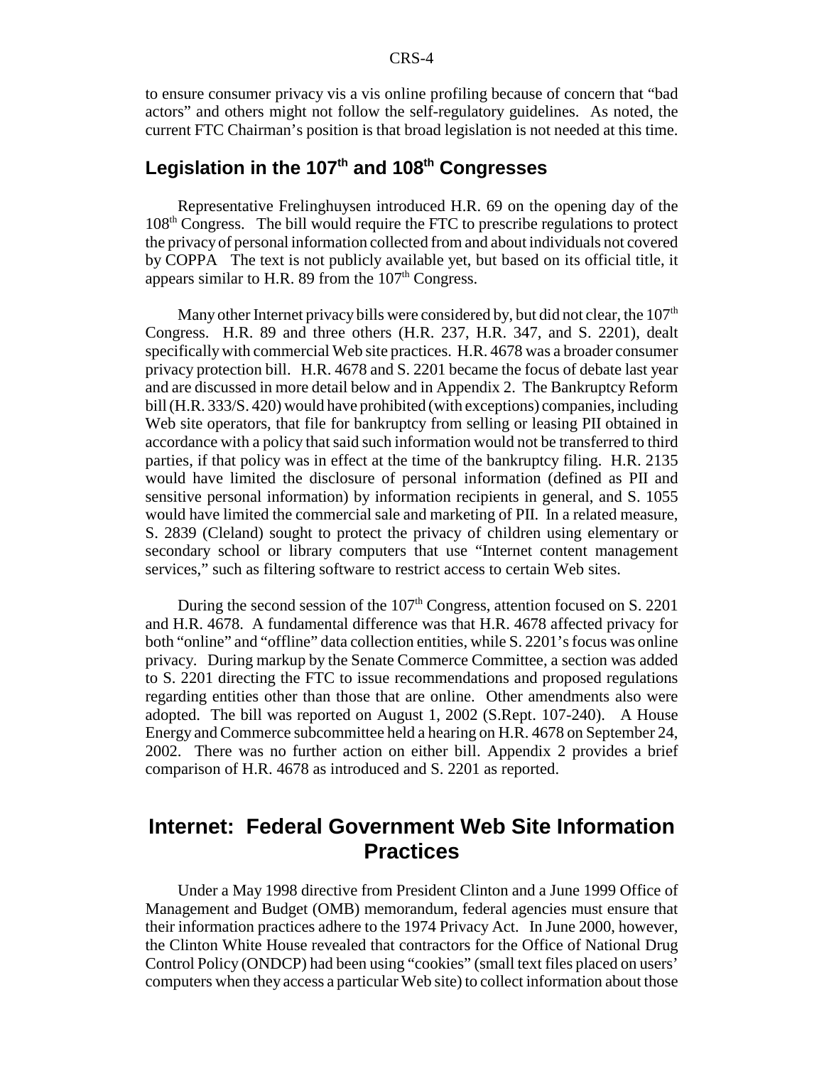to ensure consumer privacy vis a vis online profiling because of concern that "bad actors" and others might not follow the self-regulatory guidelines. As noted, the current FTC Chairman's position is that broad legislation is not needed at this time.

## Legislation in the 107th and 108th Congresses

Representative Frelinghuysen introduced H.R. 69 on the opening day of the 108th Congress. The bill would require the FTC to prescribe regulations to protect the privacy of personal information collected from and about individuals not covered by COPPA The text is not publicly available yet, but based on its official title, it appears similar to H.R. 89 from the 107th Congress.

Many other Internet privacy bills were considered by, but did not clear, the 107th Congress. H.R. 89 and three others (H.R. 237, H.R. 347, and S. 2201), dealt specifically with commercial Web site practices. H.R. 4678 was a broader consumer privacy protection bill. H.R. 4678 and S. 2201 became the focus of debate last year and are discussed in more detail below and in Appendix 2. The Bankruptcy Reform bill (H.R. 333/S. 420) would have prohibited (with exceptions) companies, including Web site operators, that file for bankruptcy from selling or leasing PII obtained in accordance with a policy that said such information would not be transferred to third parties, if that policy was in effect at the time of the bankruptcy filing. H.R. 2135 would have limited the disclosure of personal information (defined as PII and sensitive personal information) by information recipients in general, and S. 1055 would have limited the commercial sale and marketing of PII. In a related measure, S. 2839 (Cleland) sought to protect the privacy of children using elementary or secondary school or library computers that use "Internet content management services," such as filtering software to restrict access to certain Web sites.

During the second session of the 107th Congress, attention focused on S. 2201 and H.R. 4678. A fundamental difference was that H.R. 4678 affected privacy for both "online" and "offline" data collection entities, while S. 2201's focus was online privacy. During markup by the Senate Commerce Committee, a section was added to S. 2201 directing the FTC to issue recommendations and proposed regulations regarding entities other than those that are online. Other amendments also were adopted. The bill was reported on August 1, 2002 (S.Rept. 107-240). A House Energy and Commerce subcommittee held a hearing on H.R. 4678 on September 24, 2002. There was no further action on either bill. Appendix 2 provides a brief comparison of H.R. 4678 as introduced and S. 2201 as reported.

# Internet: Federal Government Web Site Information Practices

Under a May 1998 directive from President Clinton and a June 1999 Office of Management and Budget (OMB) memorandum, federal agencies must ensure that their information practices adhere to the 1974 Privacy Act. In June 2000, however, the Clinton White House revealed that contractors for the Office of National Drug Control Policy (ONDCP) had been using "cookies" (small text files placed on users' computers when they access a particular Web site) to collect information about those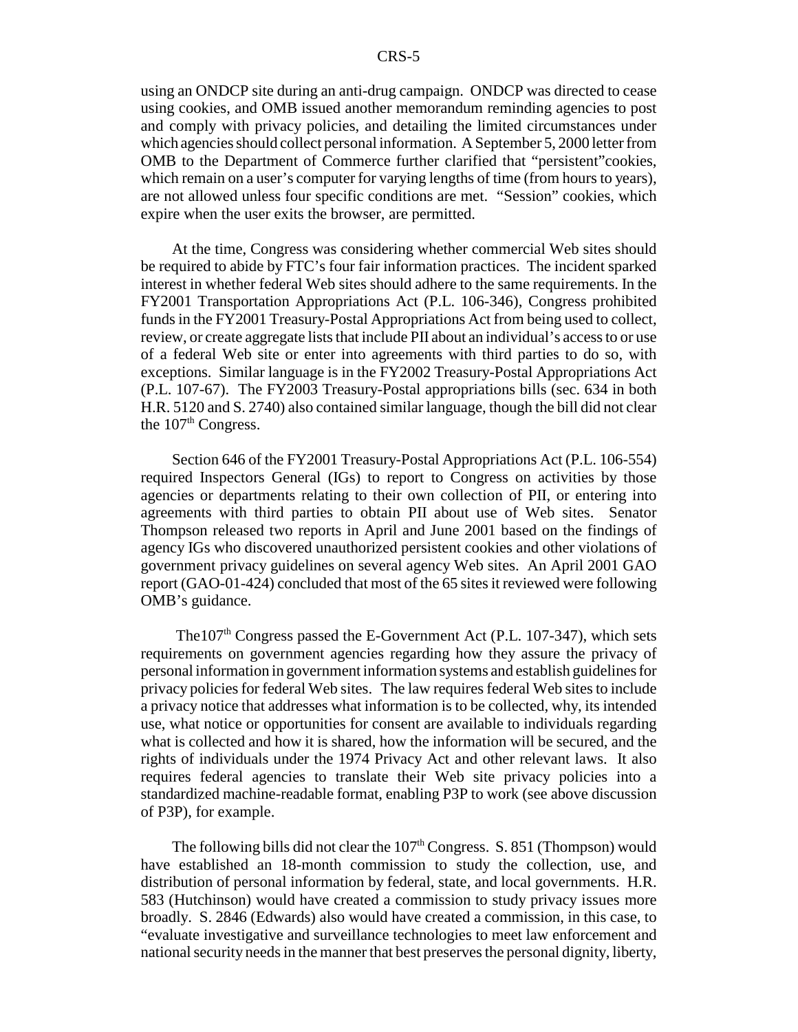using an ONDCP site during an anti-drug campaign. ONDCP was directed to cease using cookies, and OMB issued another memorandum reminding agencies to post and comply with privacy policies, and detailing the limited circumstances under which agencies should collect personal information. A September 5, 2000 letter from OMB to the Department of Commerce further clarified that "persistent"cookies, which remain on a user's computer for varying lengths of time (from hours to years), are not allowed unless four specific conditions are met. "Session" cookies, which expire when the user exits the browser, are permitted.

At the time, Congress was considering whether commercial Web sites should be required to abide by FTC's four fair information practices. The incident sparked interest in whether federal Web sites should adhere to the same requirements. In the FY2001 Transportation Appropriations Act (P.L. 106-346), Congress prohibited funds in the FY2001 Treasury-Postal Appropriations Act from being used to collect, review, or create aggregate lists that include PII about an individual's access to or use of a federal Web site or enter into agreements with third parties to do so, with exceptions. Similar language is in the FY2002 Treasury-Postal Appropriations Act (P.L. 107-67). The FY2003 Treasury-Postal appropriations bills (sec. 634 in both H.R. 5120 and S. 2740) also contained similar language, though the bill did not clear the 107th Congress.

Section 646 of the FY2001 Treasury-Postal Appropriations Act (P.L. 106-554) required Inspectors General (IGs) to report to Congress on activities by those agencies or departments relating to their own collection of PII, or entering into agreements with third parties to obtain PII about use of Web sites. Senator Thompson released two reports in April and June 2001 based on the findings of agency IGs who discovered unauthorized persistent cookies and other violations of government privacy guidelines on several agency Web sites. An April 2001 GAO report (GAO-01-424) concluded that most of the 65 sites it reviewed were following OMB's guidance.

The107th Congress passed the E-Government Act (P.L. 107-347), which sets requirements on government agencies regarding how they assure the privacy of personal information in government information systems and establish guidelines for privacy policies for federal Web sites. The law requires federal Web sites to include a privacy notice that addresses what information is to be collected, why, its intended use, what notice or opportunities for consent are available to individuals regarding what is collected and how it is shared, how the information will be secured, and the rights of individuals under the 1974 Privacy Act and other relevant laws. It also requires federal agencies to translate their Web site privacy policies into a standardized machine-readable format, enabling P3P to work (see above discussion of P3P), for example.

The following bills did not clear the 107th Congress. S. 851 (Thompson) would have established an 18-month commission to study the collection, use, and distribution of personal information by federal, state, and local governments. H.R. 583 (Hutchinson) would have created a commission to study privacy issues more broadly. S. 2846 (Edwards) also would have created a commission, in this case, to "evaluate investigative and surveillance technologies to meet law enforcement and national security needs in the manner that best preserves the personal dignity, liberty,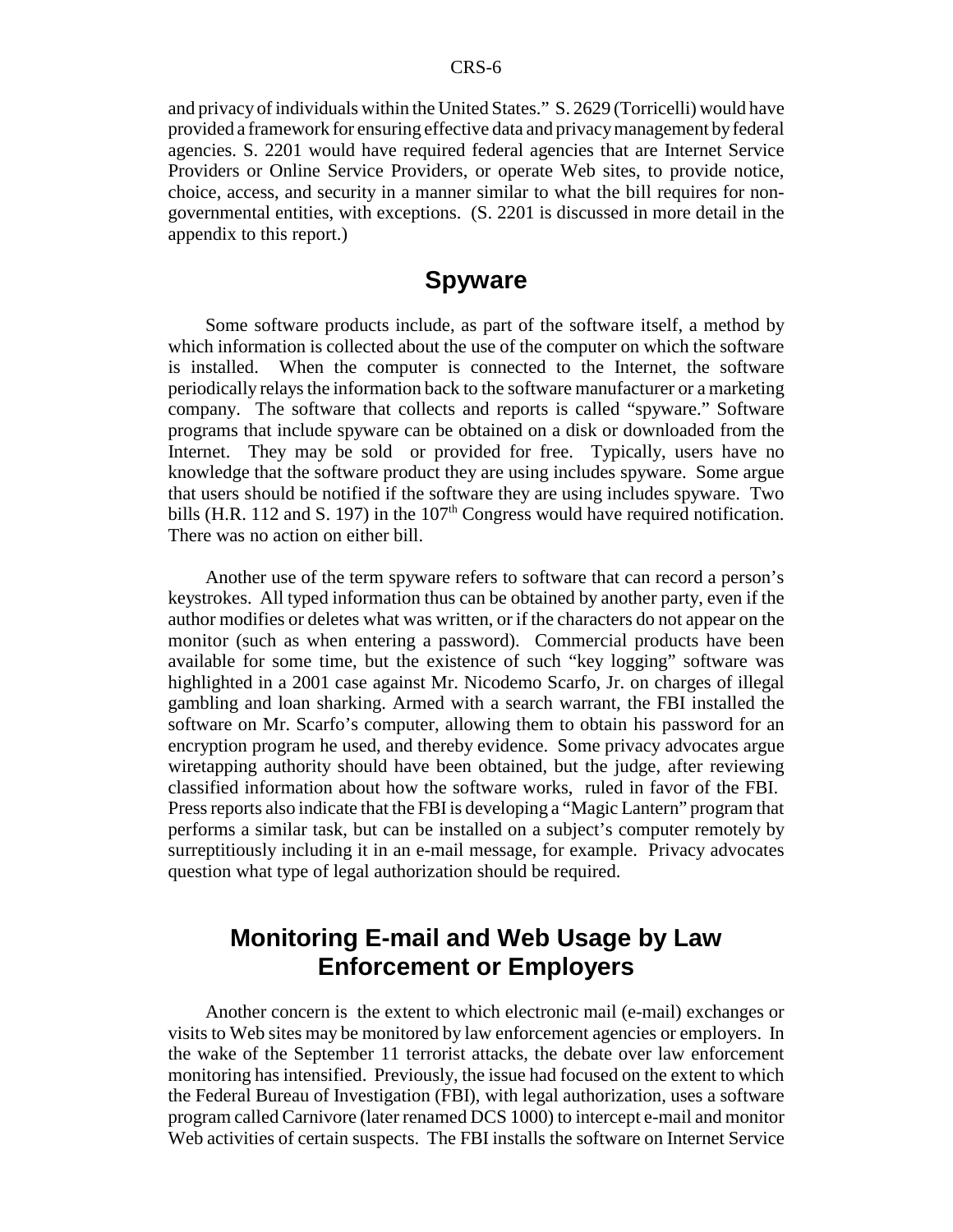and privacy of individuals within the United States." S. 2629 (Torricelli) would have provided a framework for ensuring effective data and privacy management by federal agencies. S. 2201 would have required federal agencies that are Internet Service Providers or Online Service Providers, or operate Web sites, to provide notice, choice, access, and security in a manner similar to what the bill requires for non-governmental entities, with exceptions. (S. 2201 is discussed in more detail in the appendix to this report.)

## Spyware

Some software products include, as part of the software itself, a method by which information is collected about the use of the computer on which the software is installed. When the computer is connected to the Internet, the software periodically relays the information back to the software manufacturer or a marketing company. The software that collects and reports is called "spyware." Software programs that include spyware can be obtained on a disk or downloaded from the Internet. They may be sold or provided for free. Typically, users have no knowledge that the software product they are using includes spyware. Some argue that users should be notified if the software they are using includes spyware. Two bills (H.R. 112 and S. 197) in the 107th Congress would have required notification. There was no action on either bill.

Another use of the term spyware refers to software that can record a person's keystrokes. All typed information thus can be obtained by another party, even if the author modifies or deletes what was written, or if the characters do not appear on the monitor (such as when entering a password). Commercial products have been available for some time, but the existence of such "key logging" software was highlighted in a 2001 case against Mr. Nicodemo Scarfo, Jr. on charges of illegal gambling and loan sharking. Armed with a search warrant, the FBI installed the software on Mr. Scarfo's computer, allowing them to obtain his password for an encryption program he used, and thereby evidence. Some privacy advocates argue wiretapping authority should have been obtained, but the judge, after reviewing classified information about how the software works, ruled in favor of the FBI. Press reports also indicate that the FBI is developing a "Magic Lantern" program that performs a similar task, but can be installed on a subject's computer remotely by surreptitiously including it in an e-mail message, for example. Privacy advocates question what type of legal authorization should be required.

## Monitoring E-mail and Web Usage by Law Enforcement or Employers

Another concern is the extent to which electronic mail (e-mail) exchanges or visits to Web sites may be monitored by law enforcement agencies or employers. In the wake of the September 11 terrorist attacks, the debate over law enforcement monitoring has intensified. Previously, the issue had focused on the extent to which the Federal Bureau of Investigation (FBI), with legal authorization, uses a software program called Carnivore (later renamed DCS 1000) to intercept e-mail and monitor Web activities of certain suspects. The FBI installs the software on Internet Service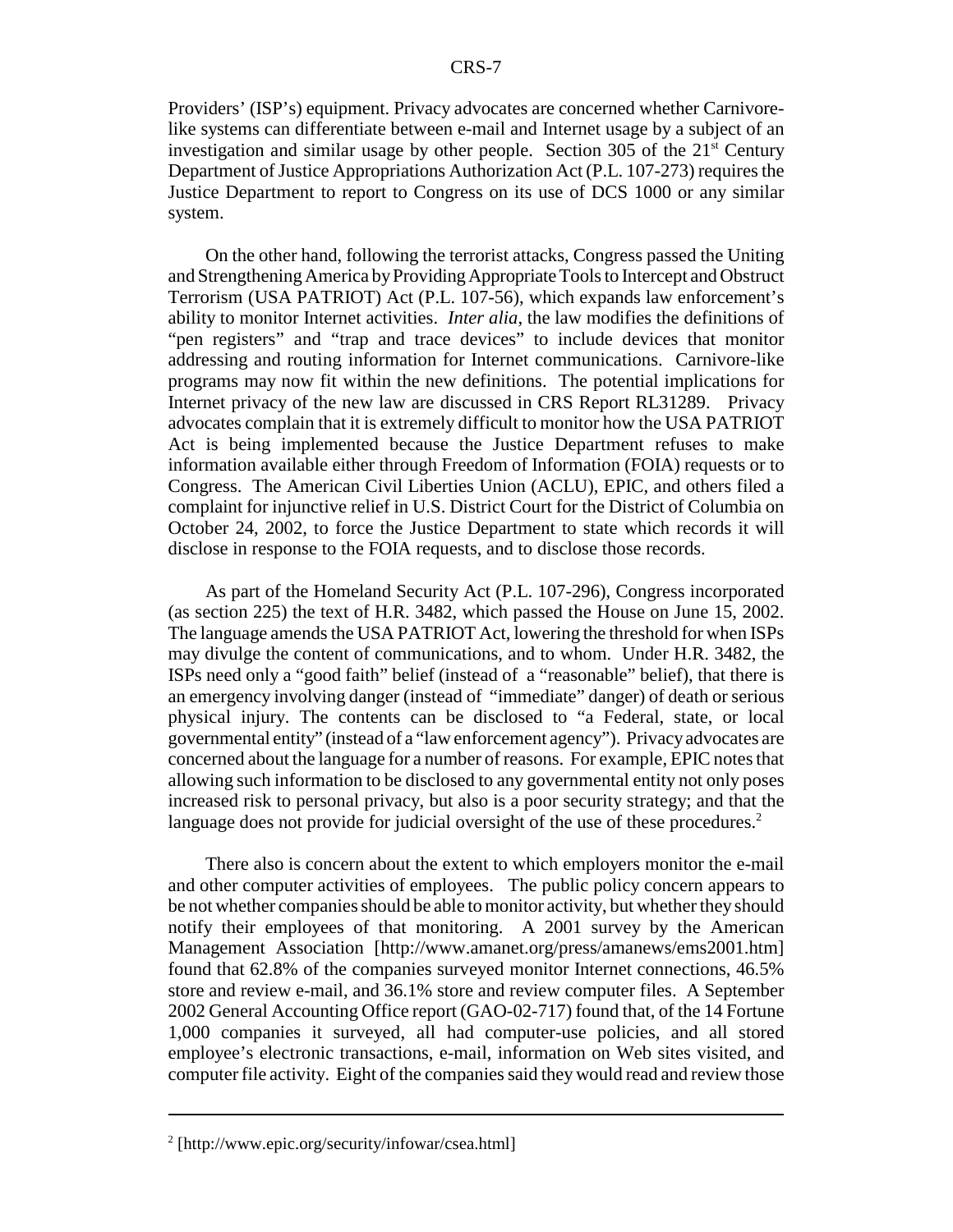Providers' (ISP's) equipment. Privacy advocates are concerned whether Carnivore-like systems can differentiate between e-mail and Internet usage by a subject of an investigation and similar usage by other people. Section 305 of the 21st Century Department of Justice Appropriations Authorization Act (P.L. 107-273) requires the Justice Department to report to Congress on its use of DCS 1000 or any similar system.

On the other hand, following the terrorist attacks, Congress passed the Uniting and Strengthening America by Providing Appropriate Tools to Intercept and Obstruct Terrorism (USA PATRIOT) Act (P.L. 107-56), which expands law enforcement's ability to monitor Internet activities. *Inter alia*, the law modifies the definitions of "pen registers" and "trap and trace devices" to include devices that monitor addressing and routing information for Internet communications. Carnivore-like programs may now fit within the new definitions. The potential implications for Internet privacy of the new law are discussed in CRS Report RL31289. Privacy advocates complain that it is extremely difficult to monitor how the USA PATRIOT Act is being implemented because the Justice Department refuses to make information available either through Freedom of Information (FOIA) requests or to Congress. The American Civil Liberties Union (ACLU), EPIC, and others filed a complaint for injunctive relief in U.S. District Court for the District of Columbia on October 24, 2002, to force the Justice Department to state which records it will disclose in response to the FOIA requests, and to disclose those records.

As part of the Homeland Security Act (P.L. 107-296), Congress incorporated (as section 225) the text of H.R. 3482, which passed the House on June 15, 2002. The language amends the USA PATRIOT Act, lowering the threshold for when ISPs may divulge the content of communications, and to whom. Under H.R. 3482, the ISPs need only a "good faith" belief (instead of a "reasonable" belief), that there is an emergency involving danger (instead of "immediate" danger) of death or serious physical injury. The contents can be disclosed to "a Federal, state, or local governmental entity" (instead of a "law enforcement agency"). Privacy advocates are concerned about the language for a number of reasons. For example, EPIC notes that allowing such information to be disclosed to any governmental entity not only poses increased risk to personal privacy, but also is a poor security strategy; and that the language does not provide for judicial oversight of the use of these procedures.[2]

There also is concern about the extent to which employers monitor the e-mail and other computer activities of employees. The public policy concern appears to be not whether companies should be able to monitor activity, but whether they should notify their employees of that monitoring. A 2001 survey by the American Management Association [http://www.amanet.org/press/amanews/ems2001.htm] found that 62.8% of the companies surveyed monitor Internet connections, 46.5% store and review e-mail, and 36.1% store and review computer files. A September 2002 General Accounting Office report (GAO-02-717) found that, of the 14 Fortune 1,000 companies it surveyed, all had computer-use policies, and all stored employee's electronic transactions, e-mail, information on Web sites visited, and computer file activity. Eight of the companies said they would read and review those

---

[2] [http://www.epic.org/security/infowar/csea.html]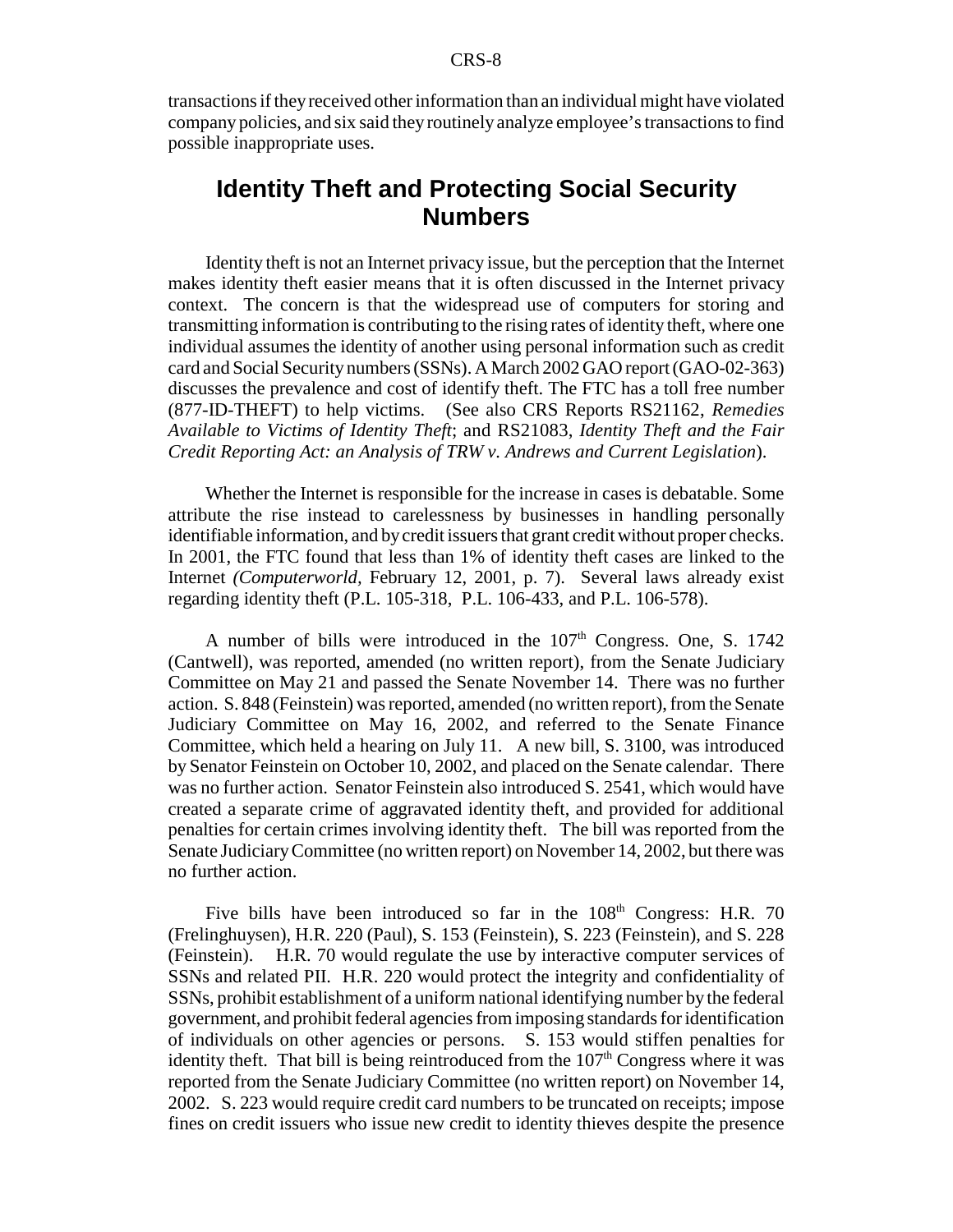transactions if they received other information than an individual might have violated company policies, and six said they routinely analyze employee's transactions to find possible inappropriate uses.

## Identity Theft and Protecting Social Security Numbers

Identity theft is not an Internet privacy issue, but the perception that the Internet makes identity theft easier means that it is often discussed in the Internet privacy context. The concern is that the widespread use of computers for storing and transmitting information is contributing to the rising rates of identity theft, where one individual assumes the identity of another using personal information such as credit card and Social Security numbers (SSNs). A March 2002 GAO report (GAO-02-363) discusses the prevalence and cost of identify theft. The FTC has a toll free number (877-ID-THEFT) to help victims. (See also CRS Reports RS21162, *Remedies Available to Victims of Identity Theft*; and RS21083, *Identity Theft and the Fair Credit Reporting Act: an Analysis of TRW v. Andrews and Current Legislation*).

Whether the Internet is responsible for the increase in cases is debatable. Some attribute the rise instead to carelessness by businesses in handling personally identifiable information, and by credit issuers that grant credit without proper checks. In 2001, the FTC found that less than 1% of identity theft cases are linked to the Internet *(Computerworld*, February 12, 2001, p. 7). Several laws already exist regarding identity theft (P.L. 105-318, P.L. 106-433, and P.L. 106-578).

A number of bills were introduced in the 107th Congress. One, S. 1742 (Cantwell), was reported, amended (no written report), from the Senate Judiciary Committee on May 21 and passed the Senate November 14. There was no further action. S. 848 (Feinstein) was reported, amended (no written report), from the Senate Judiciary Committee on May 16, 2002, and referred to the Senate Finance Committee, which held a hearing on July 11. A new bill, S. 3100, was introduced by Senator Feinstein on October 10, 2002, and placed on the Senate calendar. There was no further action. Senator Feinstein also introduced S. 2541, which would have created a separate crime of aggravated identity theft, and provided for additional penalties for certain crimes involving identity theft. The bill was reported from the Senate Judiciary Committee (no written report) on November 14, 2002, but there was no further action.

Five bills have been introduced so far in the 108th Congress: H.R. 70 (Frelinghuysen), H.R. 220 (Paul), S. 153 (Feinstein), S. 223 (Feinstein), and S. 228 (Feinstein). H.R. 70 would regulate the use by interactive computer services of SSNs and related PII. H.R. 220 would protect the integrity and confidentiality of SSNs, prohibit establishment of a uniform national identifying number by the federal government, and prohibit federal agencies from imposing standards for identification of individuals on other agencies or persons. S. 153 would stiffen penalties for identity theft. That bill is being reintroduced from the 107th Congress where it was reported from the Senate Judiciary Committee (no written report) on November 14, 2002. S. 223 would require credit card numbers to be truncated on receipts; impose fines on credit issuers who issue new credit to identity thieves despite the presence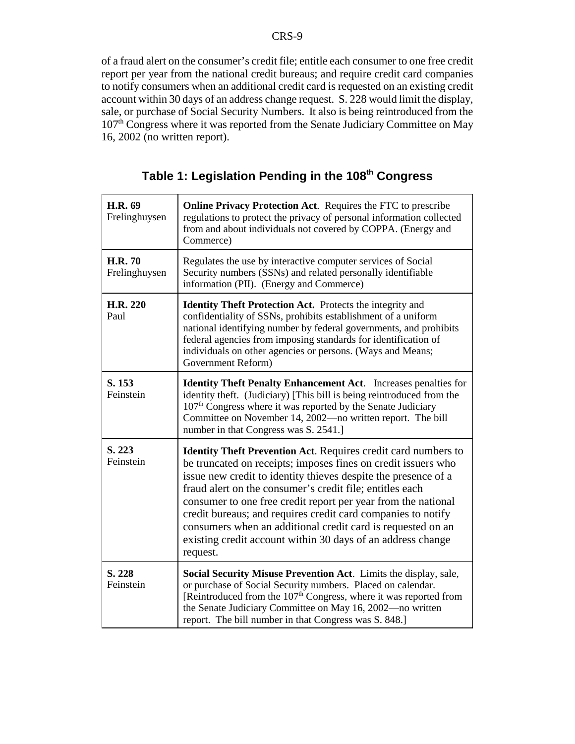of a fraud alert on the consumer's credit file; entitle each consumer to one free credit report per year from the national credit bureaus; and require credit card companies to notify consumers when an additional credit card is requested on an existing credit account within 30 days of an address change request. S. 228 would limit the display, sale, or purchase of Social Security Numbers. It also is being reintroduced from the 107th Congress where it was reported from the Senate Judiciary Committee on May 16, 2002 (no written report).

## Table 1: Legislation Pending in the 108th Congress

| Bill | Description |
|---|---|
| **H.R. 69** Frelinghuysen | **Online Privacy Protection Act**. Requires the FTC to prescribe regulations to protect the privacy of personal information collected from and about individuals not covered by COPPA. (Energy and Commerce) |
| **H.R. 70** Frelinghuysen | Regulates the use by interactive computer services of Social Security numbers (SSNs) and related personally identifiable information (PII). (Energy and Commerce) |
| **H.R. 220** Paul | **Identity Theft Protection Act.** Protects the integrity and confidentiality of SSNs, prohibits establishment of a uniform national identifying number by federal governments, and prohibits federal agencies from imposing standards for identification of individuals on other agencies or persons. (Ways and Means; Government Reform) |
| **S. 153** Feinstein | **Identity Theft Penalty Enhancement Act**. Increases penalties for identity theft. (Judiciary) [This bill is being reintroduced from the 107th Congress where it was reported by the Senate Judiciary Committee on November 14, 2002—no written report. The bill number in that Congress was S. 2541.] |
| **S. 223** Feinstein | **Identity Theft Prevention Act**. Requires credit card numbers to be truncated on receipts; imposes fines on credit issuers who issue new credit to identity thieves despite the presence of a fraud alert on the consumer's credit file; entitles each consumer to one free credit report per year from the national credit bureaus; and requires credit card companies to notify consumers when an additional credit card is requested on an existing credit account within 30 days of an address change request. |
| **S. 228** Feinstein | **Social Security Misuse Prevention Act**. Limits the display, sale, or purchase of Social Security numbers. Placed on calendar. [Reintroduced from the 107th Congress, where it was reported from the Senate Judiciary Committee on May 16, 2002—no written report. The bill number in that Congress was S. 848.] |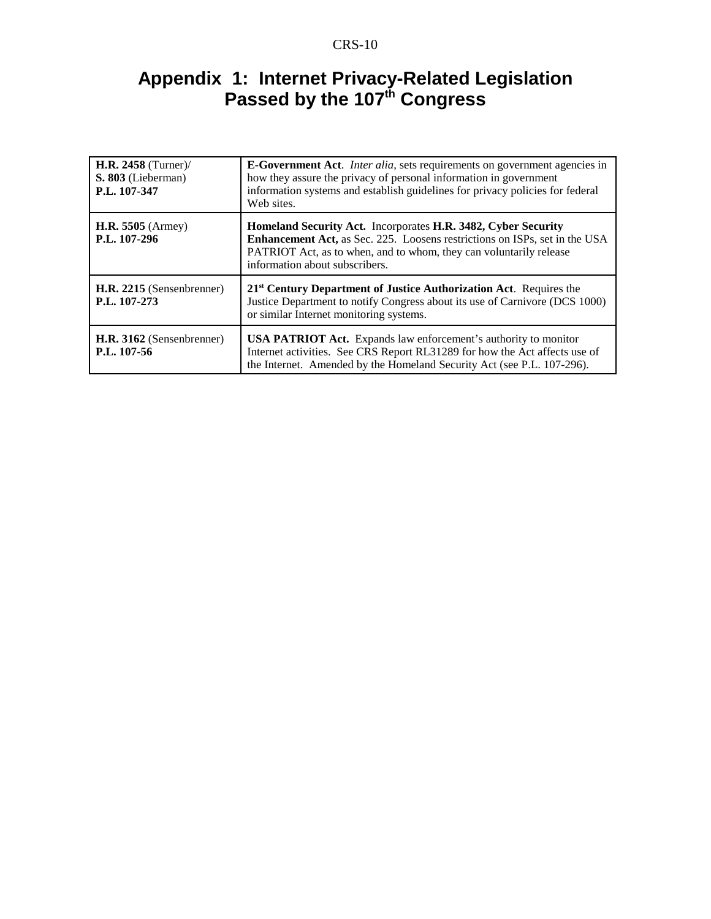# Appendix 1: Internet Privacy-Related Legislation Passed by the 107th Congress

| | |
|---|---|
| **H.R. 2458** (Turner)/ **S. 803** (Lieberman) **P.L. 107-347** | **E-Government Act**. *Inter alia*, sets requirements on government agencies in how they assure the privacy of personal information in government information systems and establish guidelines for privacy policies for federal Web sites. |
| **H.R. 5505** (Armey) **P.L. 107-296** | **Homeland Security Act.** Incorporates **H.R. 3482, Cyber Security Enhancement Act,** as Sec. 225. Loosens restrictions on ISPs, set in the USA PATRIOT Act, as to when, and to whom, they can voluntarily release information about subscribers. |
| **H.R. 2215** (Sensenbrenner) **P.L. 107-273** | **21st Century Department of Justice Authorization Act**. Requires the Justice Department to notify Congress about its use of Carnivore (DCS 1000) or similar Internet monitoring systems. |
| **H.R. 3162** (Sensenbrenner) **P.L. 107-56** | **USA PATRIOT Act.** Expands law enforcement's authority to monitor Internet activities. See CRS Report RL31289 for how the Act affects use of the Internet. Amended by the Homeland Security Act (see P.L. 107-296). |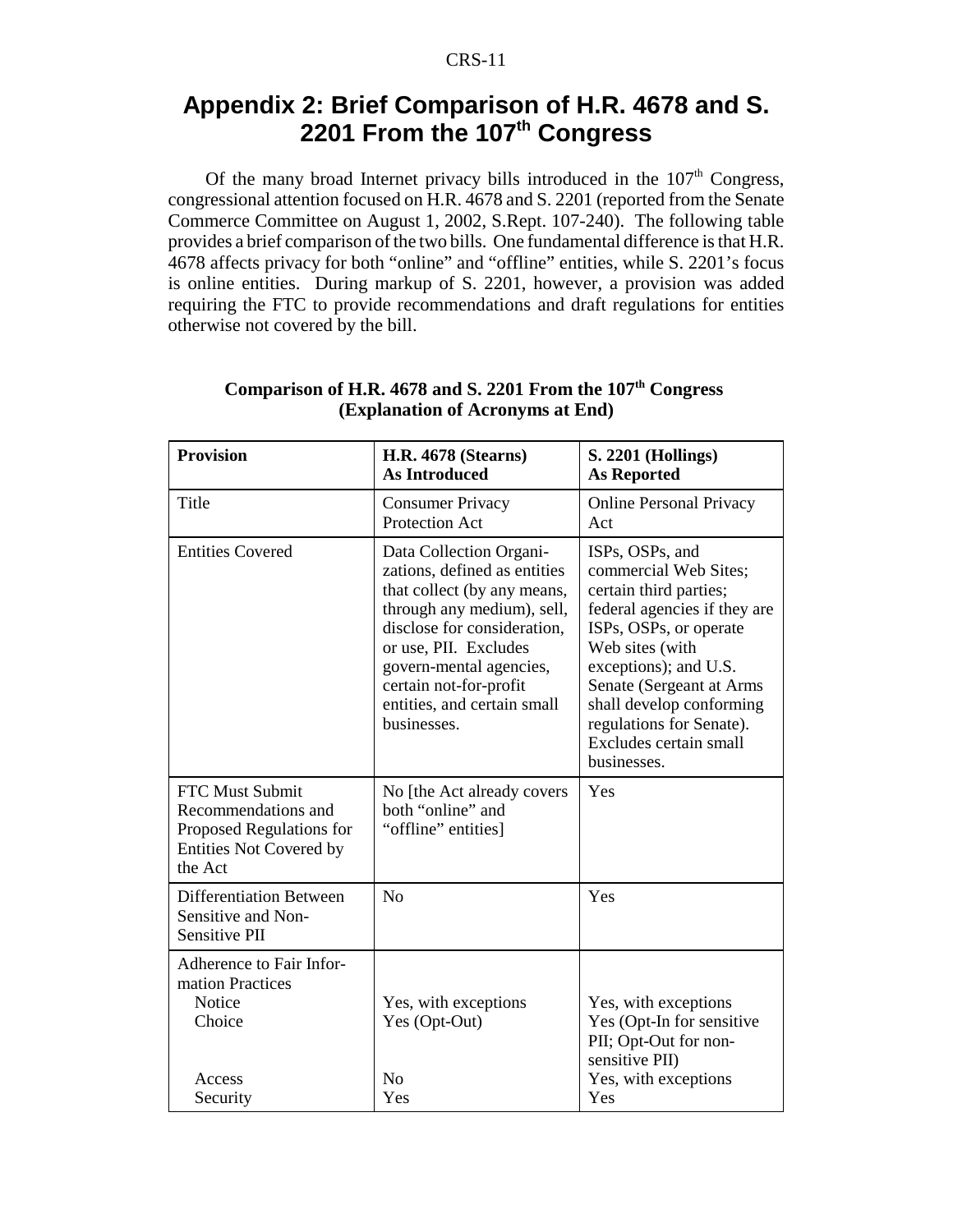## Appendix 2: Brief Comparison of H.R. 4678 and S. 2201 From the 107th Congress

Of the many broad Internet privacy bills introduced in the 107th Congress, congressional attention focused on H.R. 4678 and S. 2201 (reported from the Senate Commerce Committee on August 1, 2002, S.Rept. 107-240). The following table provides a brief comparison of the two bills. One fundamental difference is that H.R. 4678 affects privacy for both "online" and "offline" entities, while S. 2201's focus is online entities. During markup of S. 2201, however, a provision was added requiring the FTC to provide recommendations and draft regulations for entities otherwise not covered by the bill.

**Comparison of H.R. 4678 and S. 2201 From the 107th Congress (Explanation of Acronyms at End)**

| Provision | H.R. 4678 (Stearns) As Introduced | S. 2201 (Hollings) As Reported |
|---|---|---|
| Title | Consumer Privacy Protection Act | Online Personal Privacy Act |
| Entities Covered | Data Collection Organizations, defined as entities that collect (by any means, through any medium), sell, disclose for consideration, or use, PII. Excludes govern-mental agencies, certain not-for-profit entities, and certain small businesses. | ISPs, OSPs, and commercial Web Sites; certain third parties; federal agencies if they are ISPs, OSPs, or operate Web sites (with exceptions); and U.S. Senate (Sergeant at Arms shall develop conforming regulations for Senate). Excludes certain small businesses. |
| FTC Must Submit Recommendations and Proposed Regulations for Entities Not Covered by the Act | No [the Act already covers both "online" and "offline" entities] | Yes |
| Differentiation Between Sensitive and Non-Sensitive PII | No | Yes |
| Adherence to Fair Information Practices | | |
| Notice | Yes, with exceptions | Yes, with exceptions |
| Choice | Yes (Opt-Out) | Yes (Opt-In for sensitive PII; Opt-Out for non-sensitive PII) |
| Access | No | Yes, with exceptions |
| Security | Yes | Yes |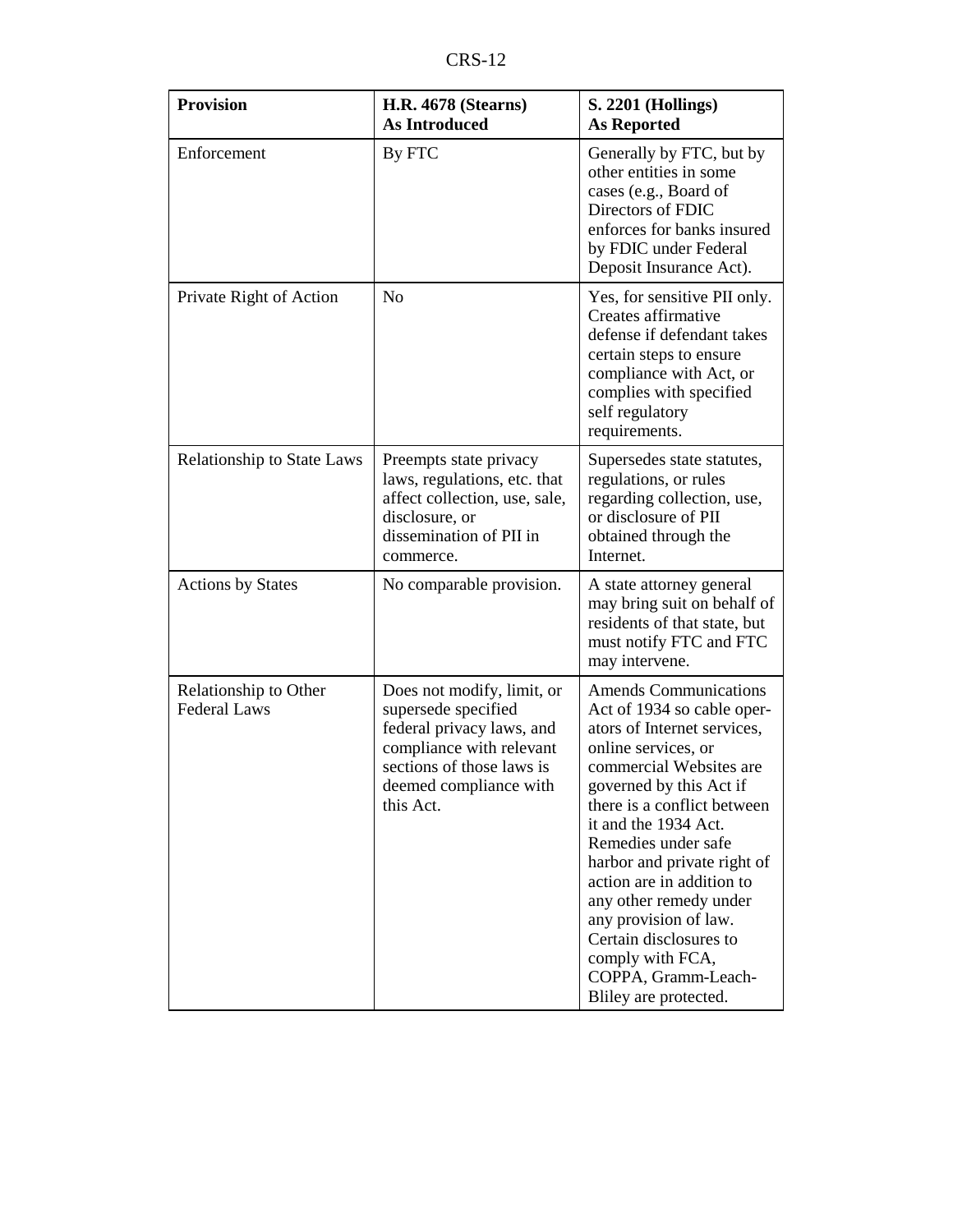| Provision | H.R. 4678 (Stearns) As Introduced | S. 2201 (Hollings) As Reported |
|---|---|---|
| Enforcement | By FTC | Generally by FTC, but by other entities in some cases (e.g., Board of Directors of FDIC enforces for banks insured by FDIC under Federal Deposit Insurance Act). |
| Private Right of Action | No | Yes, for sensitive PII only. Creates affirmative defense if defendant takes certain steps to ensure compliance with Act, or complies with specified self regulatory requirements. |
| Relationship to State Laws | Preempts state privacy laws, regulations, etc. that affect collection, use, sale, disclosure, or dissemination of PII in commerce. | Supersedes state statutes, regulations, or rules regarding collection, use, or disclosure of PII obtained through the Internet. |
| Actions by States | No comparable provision. | A state attorney general may bring suit on behalf of residents of that state, but must notify FTC and FTC may intervene. |
| Relationship to Other Federal Laws | Does not modify, limit, or supersede specified federal privacy laws, and compliance with relevant sections of those laws is deemed compliance with this Act. | Amends Communications Act of 1934 so cable operators of Internet services, online services, or commercial Websites are governed by this Act if there is a conflict between it and the 1934 Act. Remedies under safe harbor and private right of action are in addition to any other remedy under any provision of law. Certain disclosures to comply with FCA, COPPA, Gramm-Leach-Bliley are protected. |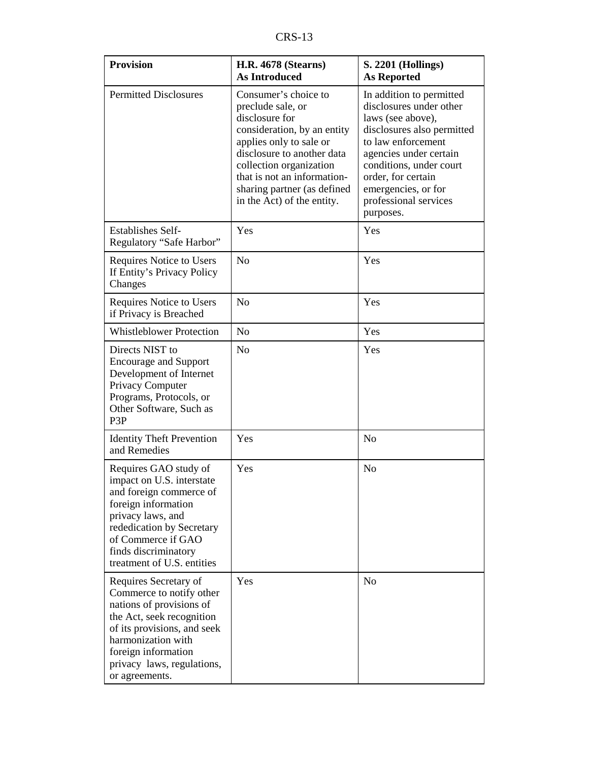| Provision | H.R. 4678 (Stearns) As Introduced | S. 2201 (Hollings) As Reported |
|---|---|---|
| Permitted Disclosures | Consumer's choice to preclude sale, or disclosure for consideration, by an entity applies only to sale or disclosure to another data collection organization that is not an information-sharing partner (as defined in the Act) of the entity. | In addition to permitted disclosures under other laws (see above), disclosures also permitted to law enforcement agencies under certain conditions, under court order, for certain emergencies, or for professional services purposes. |
| Establishes Self-Regulatory "Safe Harbor" | Yes | Yes |
| Requires Notice to Users If Entity's Privacy Policy Changes | No | Yes |
| Requires Notice to Users if Privacy is Breached | No | Yes |
| Whistleblower Protection | No | Yes |
| Directs NIST to Encourage and Support Development of Internet Privacy Computer Programs, Protocols, or Other Software, Such as P3P | No | Yes |
| Identity Theft Prevention and Remedies | Yes | No |
| Requires GAO study of impact on U.S. interstate and foreign commerce of foreign information privacy laws, and rededication by Secretary of Commerce if GAO finds discriminatory treatment of U.S. entities | Yes | No |
| Requires Secretary of Commerce to notify other nations of provisions of the Act, seek recognition of its provisions, and seek harmonization with foreign information privacy laws, regulations, or agreements. | Yes | No |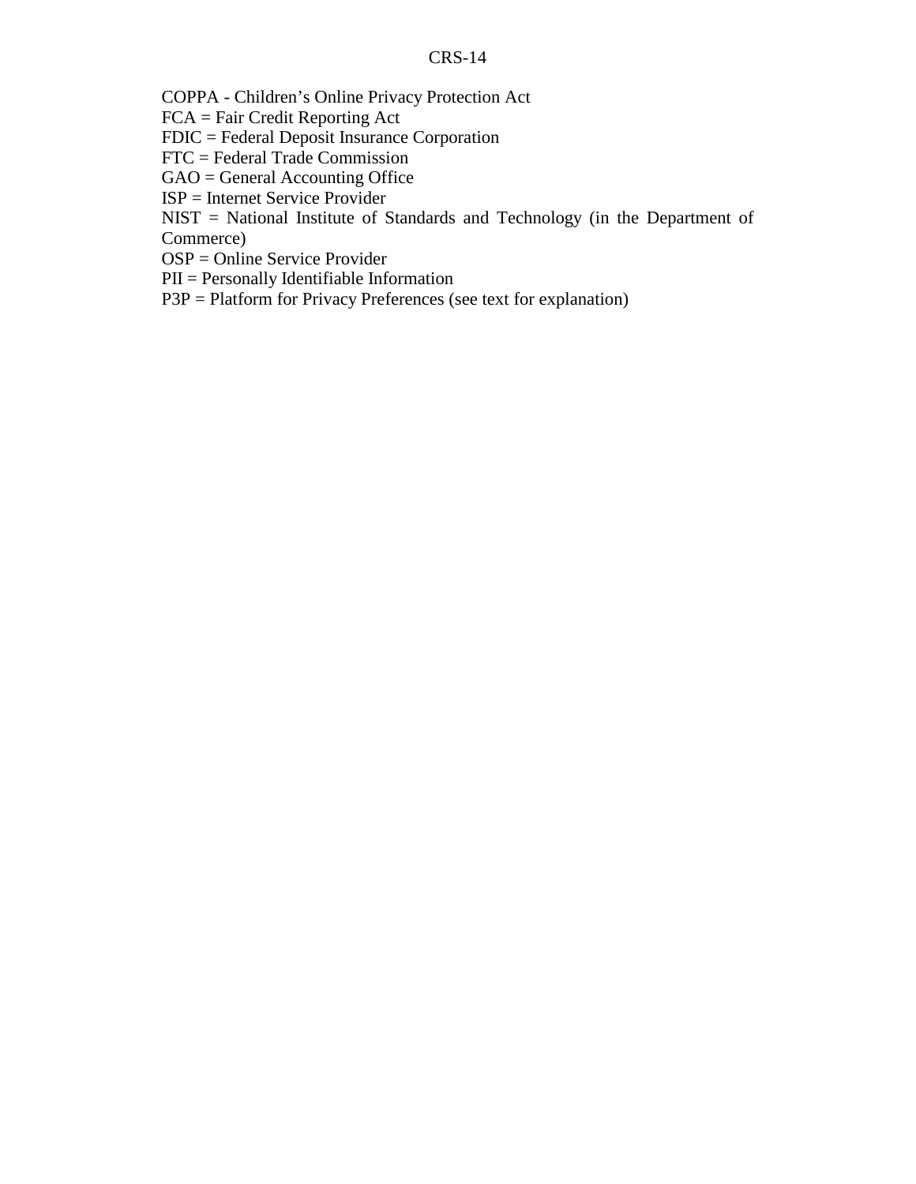COPPA - Children's Online Privacy Protection Act
FCA = Fair Credit Reporting Act
FDIC = Federal Deposit Insurance Corporation
FTC = Federal Trade Commission
GAO = General Accounting Office
ISP = Internet Service Provider
NIST = National Institute of Standards and Technology (in the Department of Commerce)
OSP = Online Service Provider
PII = Personally Identifiable Information
P3P = Platform for Privacy Preferences (see text for explanation)